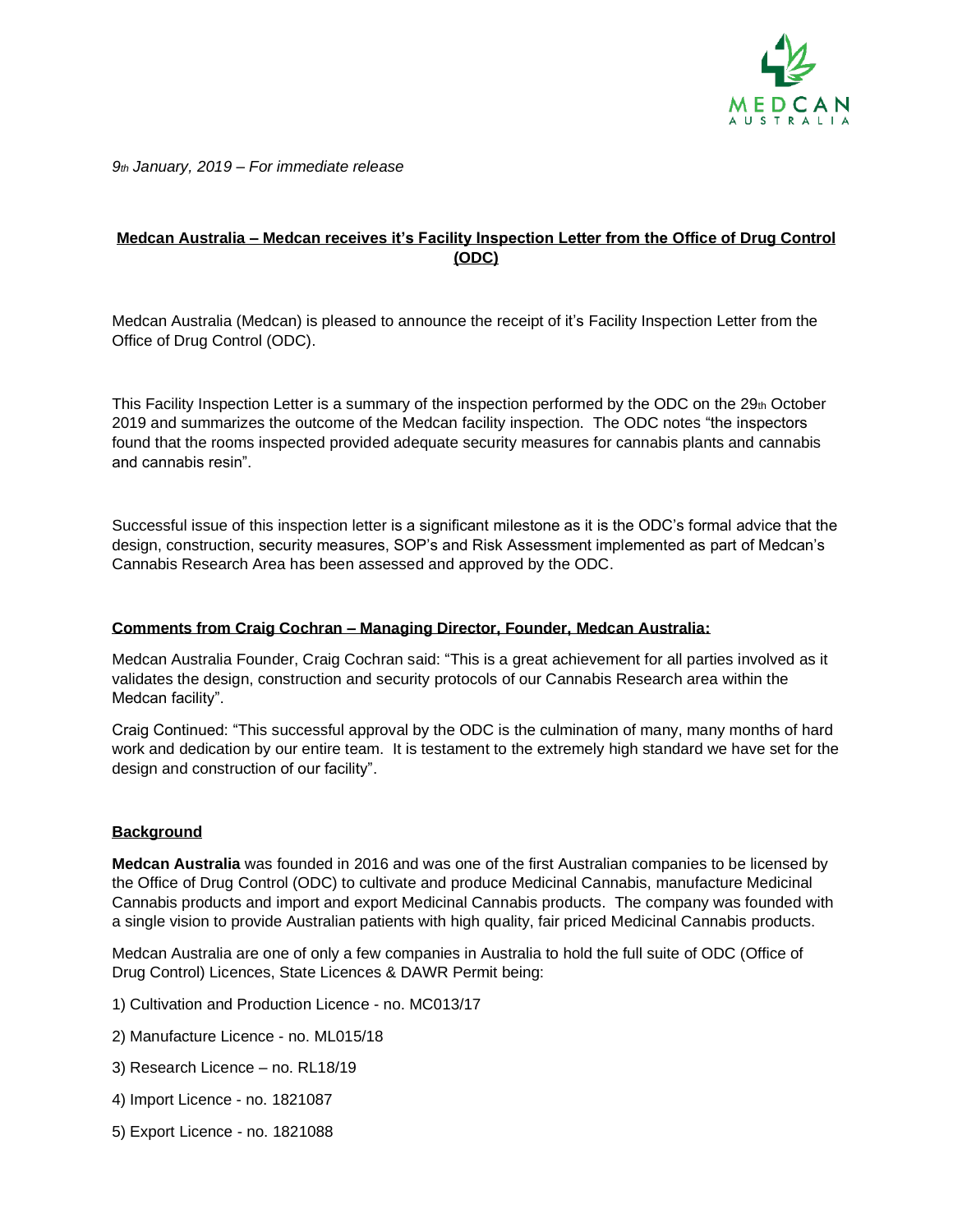*9th January, 2019 – For immediate release*

## Medcan Australia – Medcan receives it's Facility Inspection Letter from the Office of Drug Control (ODC)

Medcan Australia (Medcan) is pleased to announce the receipt of it's Facility Inspection Letter from the Office of Drug Control (ODC).

This Facility Inspection Letter is a summary of the inspection performed by the ODC on the 29th October 2019 and summarizes the outcome of the Medcan facility inspection. The ODC notes "the inspectors found that the rooms inspected provided adequate security measures for cannabis plants and cannabis and cannabis resin".

Successful issue of this inspection letter is a significant milestone as it is the ODC's formal advice that the design, construction, security measures, SOP's and Risk Assessment implemented as part of Medcan's Cannabis Research Area has been assessed and approved by the ODC.

### Comments from Craig Cochran – Managing Director, Founder, Medcan Australia:

Medcan Australia Founder, Craig Cochran said: "This is a great achievement for all parties involved as it validates the design, construction and security protocols of our Cannabis Research area within the Medcan facility".

Craig Continued: "This successful approval by the ODC is the culmination of many, many months of hard work and dedication by our entire team. It is testament to the extremely high standard we have set for the design and construction of our facility".

### Background

**Medcan Australia** was founded in 2016 and was one of the first Australian companies to be licensed by the Office of Drug Control (ODC) to cultivate and produce Medicinal Cannabis, manufacture Medicinal Cannabis products and import and export Medicinal Cannabis products. The company was founded with a single vision to provide Australian patients with high quality, fair priced Medicinal Cannabis products.

Medcan Australia are one of only a few companies in Australia to hold the full suite of ODC (Office of Drug Control) Licences, State Licences & DAWR Permit being:

1) Cultivation and Production Licence - no. MC013/17

2) Manufacture Licence - no. ML015/18

3) Research Licence – no. RL18/19

4) Import Licence - no. 1821087

5) Export Licence - no. 1821088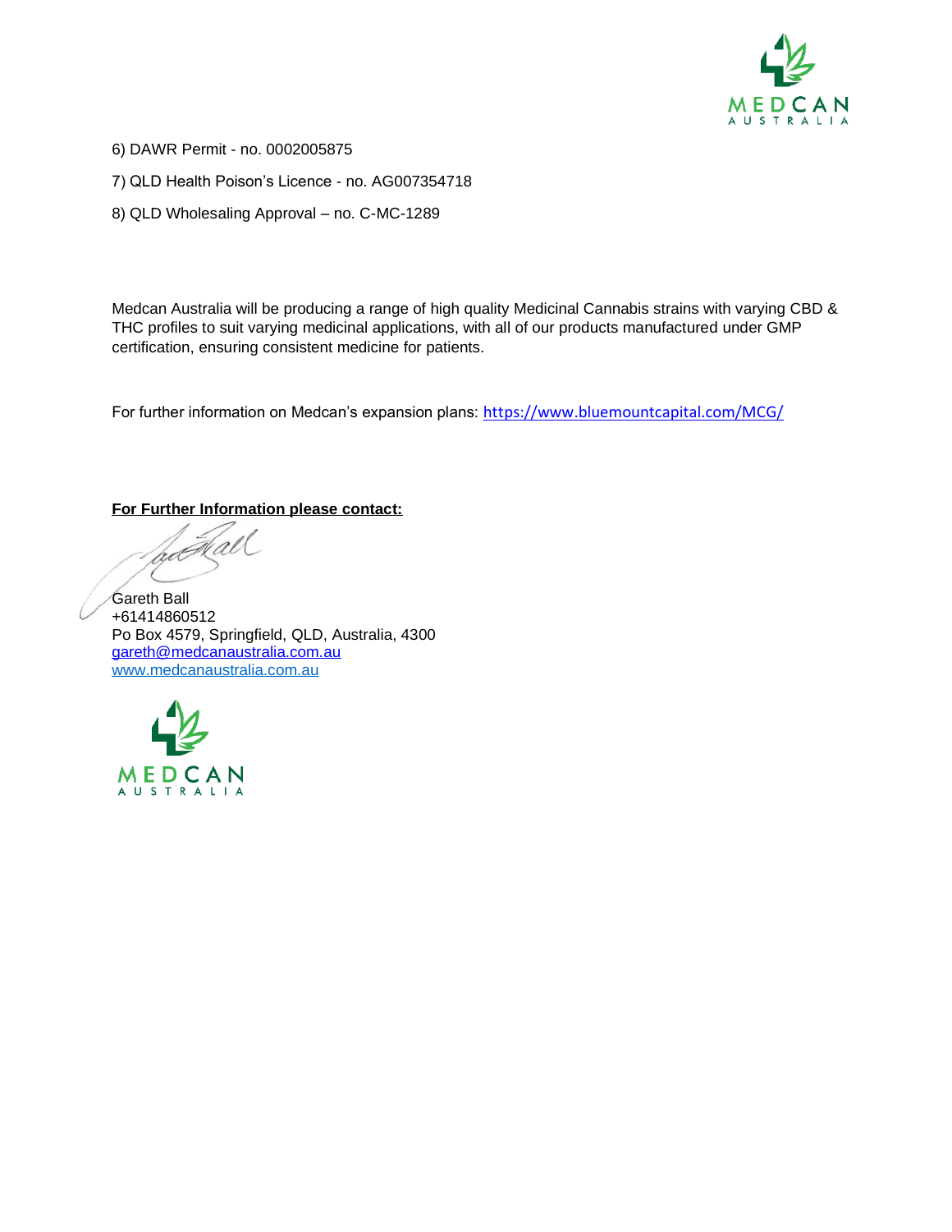6) DAWR Permit - no. 0002005875

7) QLD Health Poison's Licence - no. AG007354718

8) QLD Wholesaling Approval – no. C-MC-1289

Medcan Australia will be producing a range of high quality Medicinal Cannabis strains with varying CBD & THC profiles to suit varying medicinal applications, with all of our products manufactured under GMP certification, ensuring consistent medicine for patients.

For further information on Medcan's expansion plans: https://www.bluemountcapital.com/MCG/

**For Further Information please contact:**

Gareth Ball
+61414860512
Po Box 4579, Springfield, QLD, Australia, 4300
gareth@medcanaustralia.com.au
www.medcanaustralia.com.au

MEDCAN AUSTRALIA